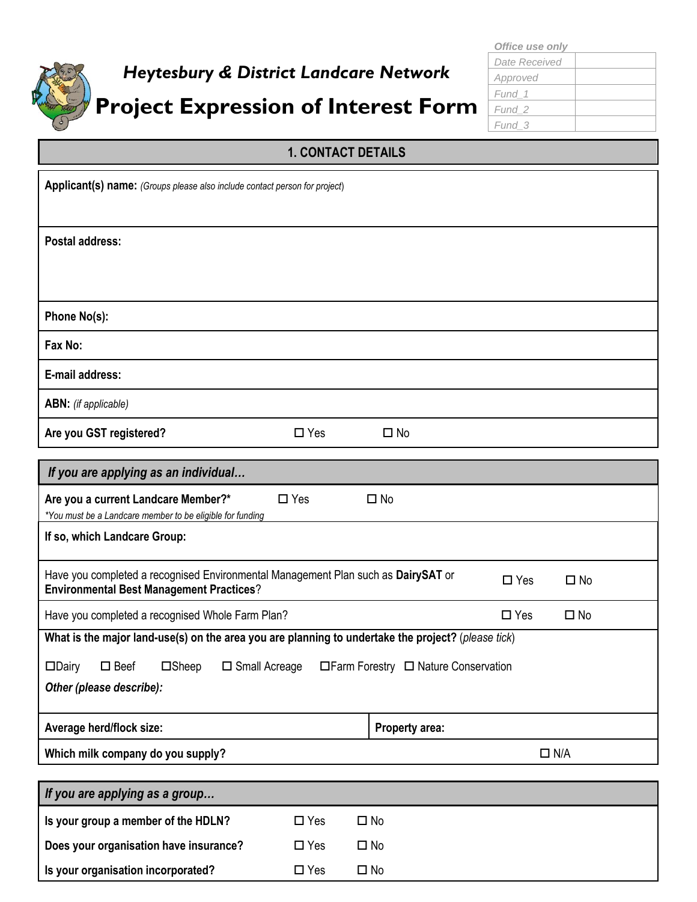# Heytesbury & District Landcare Network

# Project Expression of Interest Form

| *Office use only* | |
|---|---|
| *Date Received* | |
| *Approved* | |
| *Fund_1* | |
| *Fund_2* | |
| *Fund_3* | |

## 1. CONTACT DETAILS

**Applicant(s) name:** *(Groups please also include contact person for project)*

**Postal address:**

**Phone No(s):**

**Fax No:**

**E-mail address:**

**ABN:** *(if applicable)*

**Are you GST registered?** ☐ Yes ☐ No

### *If you are applying as an individual…*

**Are you a current Landcare Member?*** ☐ Yes ☐ No

**You must be a Landcare member to be eligible for funding*

**If so, which Landcare Group:**

Have you completed a recognised Environmental Management Plan such as **DairySAT** or **Environmental Best Management Practices**? ☐ Yes ☐ No

Have you completed a recognised Whole Farm Plan? ☐ Yes ☐ No

**What is the major land-use(s) on the area you are planning to undertake the project?** (*please tick*)

☐Dairy ☐ Beef ☐Sheep ☐ Small Acreage ☐Farm Forestry ☐ Nature Conservation

***Other (please describe):***

**Average herd/flock size:** | **Property area:**

**Which milk company do you supply?** ☐ N/A

### *If you are applying as a group…*

**Is your group a member of the HDLN?** ☐ Yes ☐ No

**Does your organisation have insurance?** ☐ Yes ☐ No

**Is your organisation incorporated?** ☐ Yes ☐ No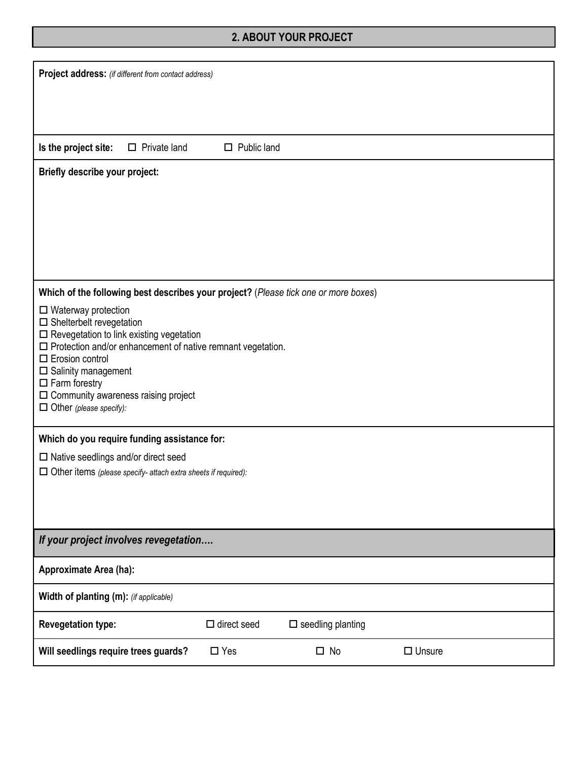## 2. ABOUT YOUR PROJECT

**Project address:** *(if different from contact address)*

**Is the project site:** ☐ Private land ☐ Public land

**Briefly describe your project:**

**Which of the following best describes your project?** (*Please tick one or more boxes*)

☐ Waterway protection
☐ Shelterbelt revegetation
☐ Revegetation to link existing vegetation
☐ Protection and/or enhancement of native remnant vegetation.
☐ Erosion control
☐ Salinity management
☐ Farm forestry
☐ Community awareness raising project
☐ Other *(please specify):*

**Which do you require funding assistance for:**

☐ Native seedlings and/or direct seed
☐ Other items *(please specify- attach extra sheets if required):*

### *If your project involves revegetation….*

**Approximate Area (ha):**

**Width of planting (m):** *(if applicable)*

| **Revegetation type:** | ☐ direct seed | ☐ seedling planting | |
|---|---|---|---|
| **Will seedlings require trees guards?** | ☐ Yes | ☐ No | ☐ Unsure |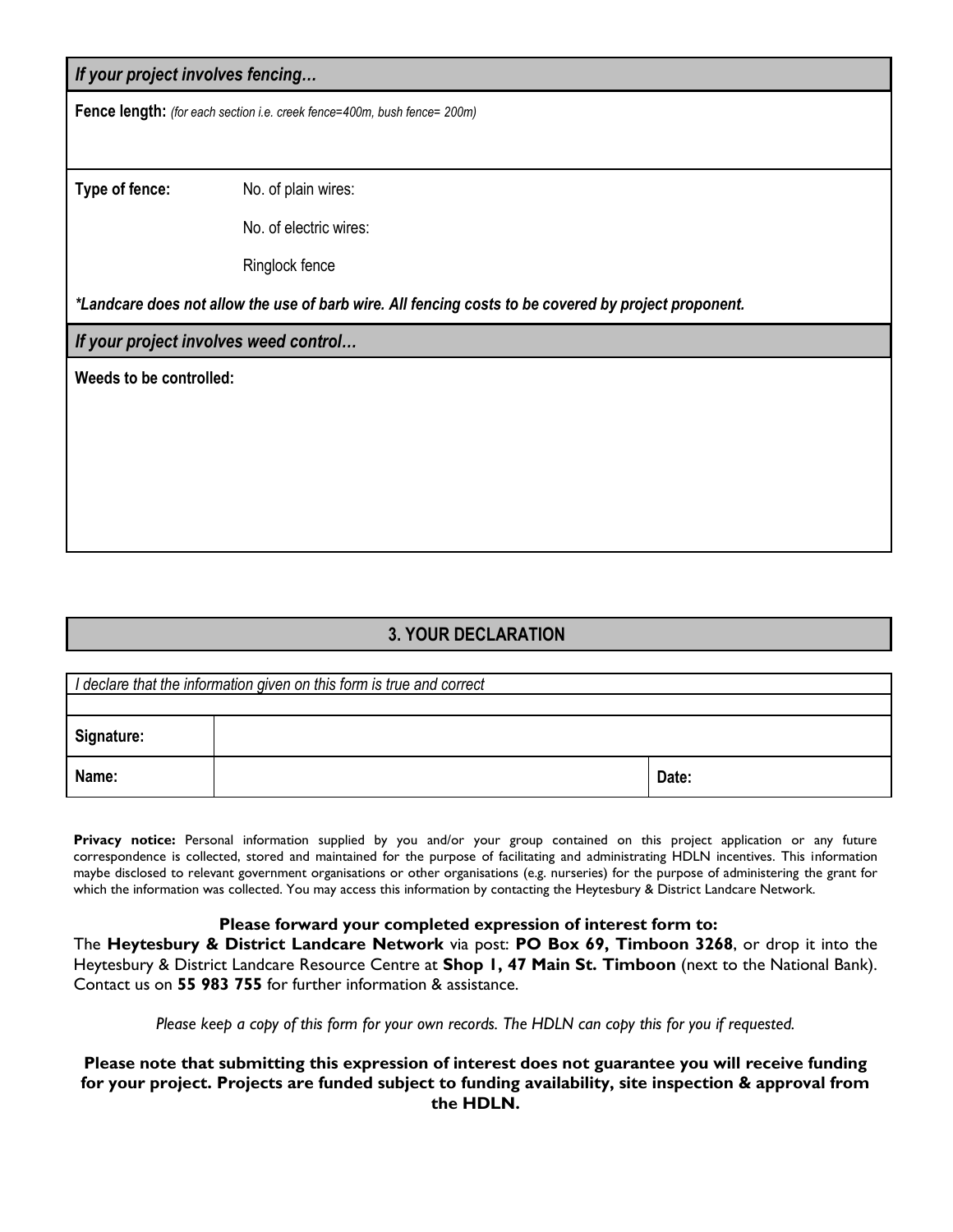***If your project involves fencing…***

**Fence length:** *(for each section i.e. creek fence=400m, bush fence= 200m)*

**Type of fence:**

No. of plain wires:

No. of electric wires:

Ringlock fence

***\*Landcare does not allow the use of barb wire. All fencing costs to be covered by project proponent.***

***If your project involves weed control…***

**Weeds to be controlled:**

## 3. YOUR DECLARATION

*I declare that the information given on this form is true and correct*

| | | | |
|---|---|---|---|
| **Signature:** | | | |
| **Name:** | | **Date:** | |

**Privacy notice:** Personal information supplied by you and/or your group contained on this project application or any future correspondence is collected, stored and maintained for the purpose of facilitating and administrating HDLN incentives. This information maybe disclosed to relevant government organisations or other organisations (e.g. nurseries) for the purpose of administering the grant for which the information was collected. You may access this information by contacting the Heytesbury & District Landcare Network.

**Please forward your completed expression of interest form to:**

The **Heytesbury & District Landcare Network** via post: **PO Box 69, Timboon 3268**, or drop it into the Heytesbury & District Landcare Resource Centre at **Shop 1, 47 Main St. Timboon** (next to the National Bank). Contact us on **55 983 755** for further information & assistance.

*Please keep a copy of this form for your own records. The HDLN can copy this for you if requested.*

**Please note that submitting this expression of interest does not guarantee you will receive funding for your project. Projects are funded subject to funding availability, site inspection & approval from the HDLN.**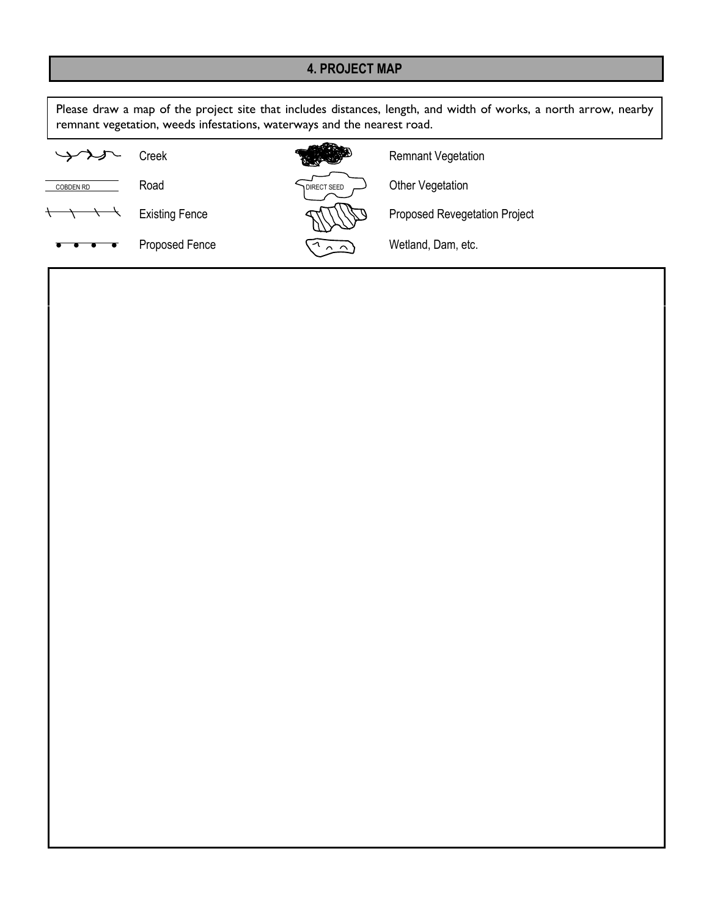## 4. PROJECT MAP

Please draw a map of the project site that includes distances, length, and width of works, a north arrow, nearby remnant vegetation, weeds infestations, waterways and the nearest road.

| | | | |
|---|---|---|---|
| | Creek | | Remnant Vegetation |
| COBDEN RD | Road | DIRECT SEED | Other Vegetation |
| | Existing Fence | | Proposed Revegetation Project |
| | Proposed Fence | | Wetland, Dam, etc. |